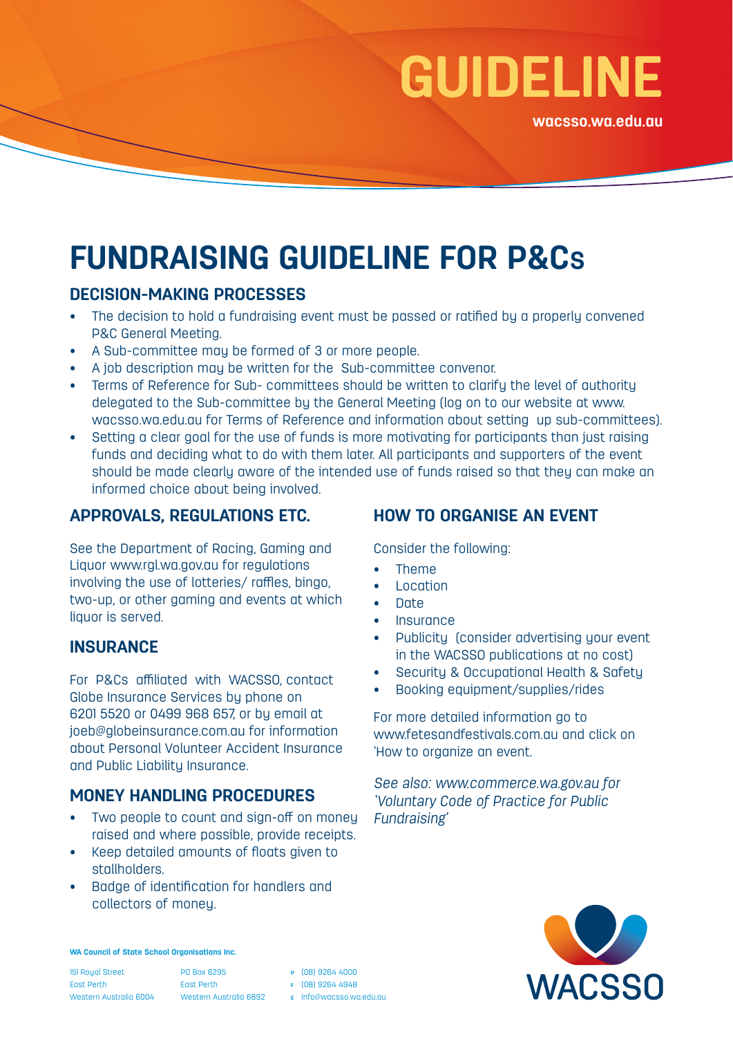# GUIDELINE

wacsso.wa.edu.au

# FUNDRAISING GUIDELINE FOR P&Cs

## DECISION-MAKING PROCESSES

- The decision to hold a fundraising event must be passed or ratified by a properly convened P&C General Meeting.
- A Sub-committee may be formed of 3 or more people.
- A job description may be written for the Sub-committee convenor.
- Terms of Reference for Sub- committees should be written to clarify the level of authority delegated to the Sub-committee by the General Meeting (log on to our website at www.wacsso.wa.edu.au for Terms of Reference and information about setting up sub-committees).
- Setting a clear goal for the use of funds is more motivating for participants than just raising funds and deciding what to do with them later. All participants and supporters of the event should be made clearly aware of the intended use of funds raised so that they can make an informed choice about being involved.

## APPROVALS, REGULATIONS ETC.

See the Department of Racing, Gaming and Liquor www.rgl.wa.gov.au for regulations involving the use of lotteries/ raffles, bingo, two-up, or other gaming and events at which liquor is served.

## INSURANCE

For P&Cs affiliated with WACSSO, contact Globe Insurance Services by phone on 6201 5520 or 0499 968 657, or by email at joeb@globeinsurance.com.au for information about Personal Volunteer Accident Insurance and Public Liability Insurance.

## MONEY HANDLING PROCEDURES

- Two people to count and sign-off on money raised and where possible, provide receipts.
- Keep detailed amounts of floats given to stallholders.
- Badge of identification for handlers and collectors of money.

## HOW TO ORGANISE AN EVENT

Consider the following:

- Theme
- Location
- Date
- Insurance
- Publicity (consider advertising your event in the WACSSO publications at no cost)
- Security & Occupational Health & Safety
- Booking equipment/supplies/rides

For more detailed information go to www.fetesandfestivals.com.au and click on 'How to organize an event.

*See also: www.commerce.wa.gov.au for 'Voluntary Code of Practice for Public Fundraising'*

**WA Council of State School Organisations Inc.**

151 Royal Street
East Perth
Western Australia 6004

PO Box 6295
East Perth
Western Australia 6892

P (08) 9264 4000
F (08) 9264 4948
E info@wacsso.wa.edu.au

WACSSO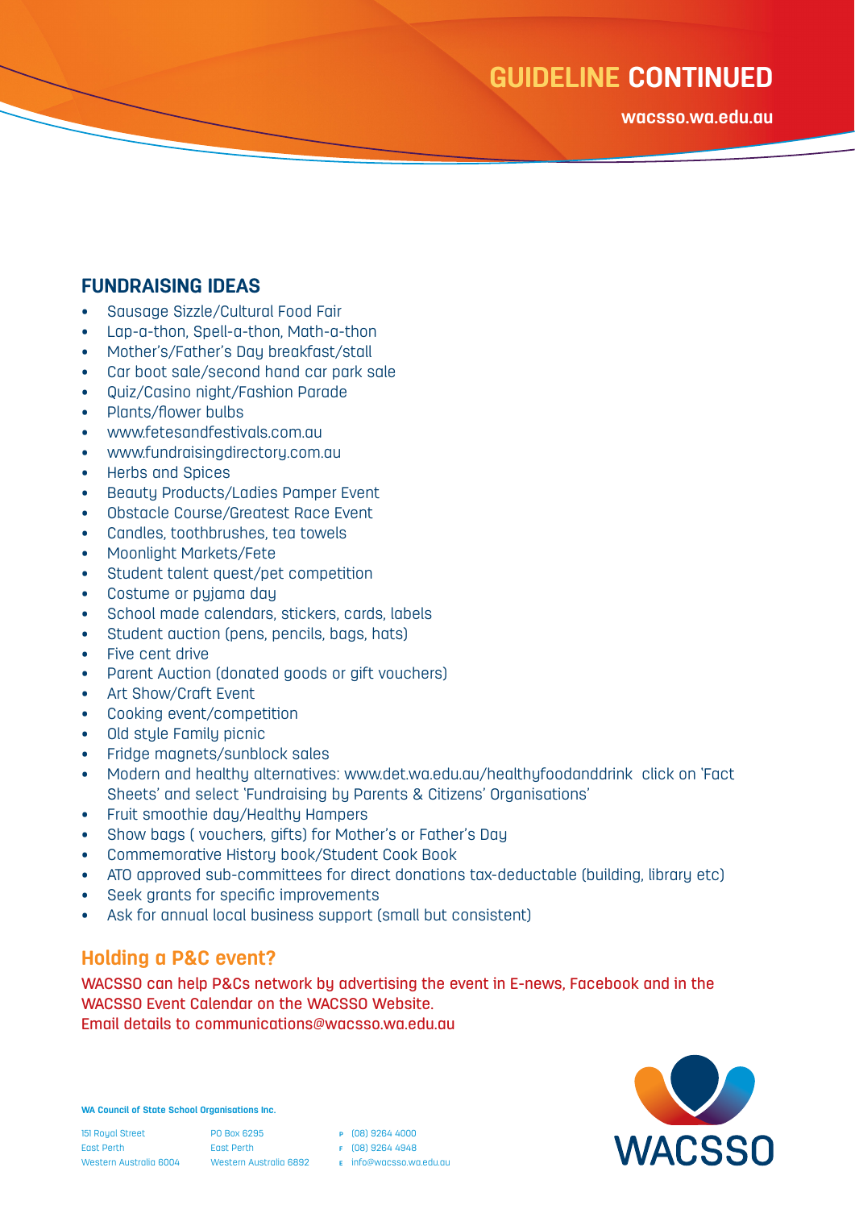## FUNDRAISING IDEAS

- Sausage Sizzle/Cultural Food Fair
- Lap-a-thon, Spell-a-thon, Math-a-thon
- Mother's/Father's Day breakfast/stall
- Car boot sale/second hand car park sale
- Quiz/Casino night/Fashion Parade
- Plants/flower bulbs
- www.fetesandfestivals.com.au
- www.fundraisingdirectory.com.au
- Herbs and Spices
- Beauty Products/Ladies Pamper Event
- Obstacle Course/Greatest Race Event
- Candles, toothbrushes, tea towels
- Moonlight Markets/Fete
- Student talent quest/pet competition
- Costume or pyjama day
- School made calendars, stickers, cards, labels
- Student auction (pens, pencils, bags, hats)
- Five cent drive
- Parent Auction (donated goods or gift vouchers)
- Art Show/Craft Event
- Cooking event/competition
- Old style Family picnic
- Fridge magnets/sunblock sales
- Modern and healthy alternatives: www.det.wa.edu.au/healthyfoodanddrink click on 'Fact Sheets' and select 'Fundraising by Parents & Citizens' Organisations'
- Fruit smoothie day/Healthy Hampers
- Show bags ( vouchers, gifts) for Mother's or Father's Day
- Commemorative History book/Student Cook Book
- ATO approved sub-committees for direct donations tax-deductable (building, library etc)
- Seek grants for specific improvements
- Ask for annual local business support (small but consistent)

## Holding a P&C event?

WACSSO can help P&Cs network by advertising the event in E-news, Facebook and in the WACSSO Event Calendar on the WACSSO Website.
Email details to communications@wacsso.wa.edu.au

**WA Council of State School Organisations Inc.**

151 Royal Street
East Perth
Western Australia 6004

PO Box 6295
East Perth
Western Australia 6892

P (08) 9264 4000
F (08) 9264 4948
E info@wacsso.wa.edu.au

WACSSO